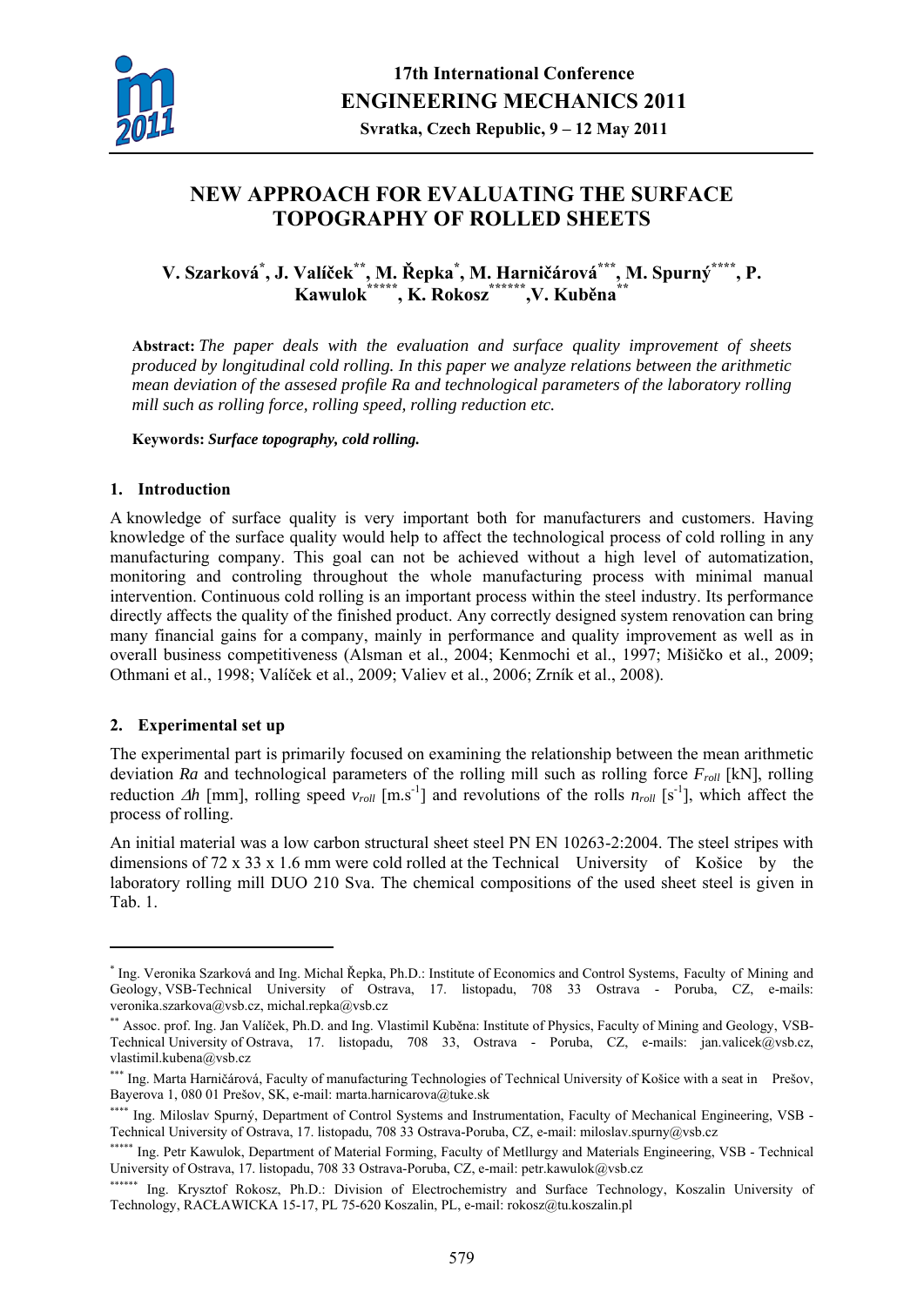17th International Conference
ENGINEERING MECHANICS 2011
Svratka, Czech Republic, 9 – 12 May 2011

# NEW APPROACH FOR EVALUATING THE SURFACE TOPOGRAPHY OF ROLLED SHEETS

**V. Szarková[*], J. Valíček[**], M. Řepka[*], M. Harničárová[***], M. Spurný[****], P. Kawulok[*****], K. Rokosz[******], V. Kuběna[**]**

**Abstract:** *The paper deals with the evaluation and surface quality improvement of sheets produced by longitudinal cold rolling. In this paper we analyze relations between the arithmetic mean deviation of the assesed profile Ra and technological parameters of the laboratory rolling mill such as rolling force, rolling speed, rolling reduction etc.*

**Keywords:** ***Surface topography, cold rolling.***

## 1. Introduction

A knowledge of surface quality is very important both for manufacturers and customers. Having knowledge of the surface quality would help to affect the technological process of cold rolling in any manufacturing company. This goal can not be achieved without a high level of automatization, monitoring and controling throughout the whole manufacturing process with minimal manual intervention. Continuous cold rolling is an important process within the steel industry. Its performance directly affects the quality of the finished product. Any correctly designed system renovation can bring many financial gains for a company, mainly in performance and quality improvement as well as in overall business competitiveness (Alsman et al., 2004; Kenmochi et al., 1997; Mišičko et al., 2009; Othmani et al., 1998; Valíček et al., 2009; Valiev et al., 2006; Zrník et al., 2008).

## 2. Experimental set up

The experimental part is primarily focused on examining the relationship between the mean arithmetic deviation *Ra* and technological parameters of the rolling mill such as rolling force $F_{roll}$ [kN], rolling reduction $\Delta h$ [mm], rolling speed $v_{roll}$ [m.s$^{-1}$] and revolutions of the rolls $n_{roll}$ [s$^{-1}$], which affect the process of rolling.

An initial material was a low carbon structural sheet steel PN EN 10263-2:2004. The steel stripes with dimensions of 72 x 33 x 1.6 mm were cold rolled at the Technical University of Košice by the laboratory rolling mill DUO 210 Sva. The chemical compositions of the used sheet steel is given in Tab. 1.

---

[*] Ing. Veronika Szarková and Ing. Michal Řepka, Ph.D.: Institute of Economics and Control Systems, Faculty of Mining and Geology, VSB-Technical University of Ostrava, 17. listopadu, 708 33 Ostrava - Poruba, CZ, e-mails: veronika.szarkova@vsb.cz, michal.repka@vsb.cz

[**] Assoc. prof. Ing. Jan Valíček, Ph.D. and Ing. Vlastimil Kuběna: Institute of Physics, Faculty of Mining and Geology, VSB-Technical University of Ostrava, 17. listopadu, 708 33, Ostrava - Poruba, CZ, e-mails: jan.valicek@vsb.cz, vlastimil.kubena@vsb.cz

[***] Ing. Marta Harničárová, Faculty of manufacturing Technologies of Technical University of Košice with a seat in Prešov, Bayerova 1, 080 01 Prešov, SK, e-mail: marta.harnicarova@tuke.sk

[****] Ing. Miloslav Spurný, Department of Control Systems and Instrumentation, Faculty of Mechanical Engineering, VSB - Technical University of Ostrava, 17. listopadu, 708 33 Ostrava-Poruba, CZ, e-mail: miloslav.spurny@vsb.cz

[*****] Ing. Petr Kawulok, Department of Material Forming, Faculty of Metllurgy and Materials Engineering, VSB - Technical University of Ostrava, 17. listopadu, 708 33 Ostrava-Poruba, CZ, e-mail: petr.kawulok@vsb.cz

[******] Ing. Krysztof Rokosz, Ph.D.: Division of Electrochemistry and Surface Technology, Koszalin University of Technology, RACŁAWICKA 15-17, PL 75-620 Koszalin, PL, e-mail: rokosz@tu.koszalin.pl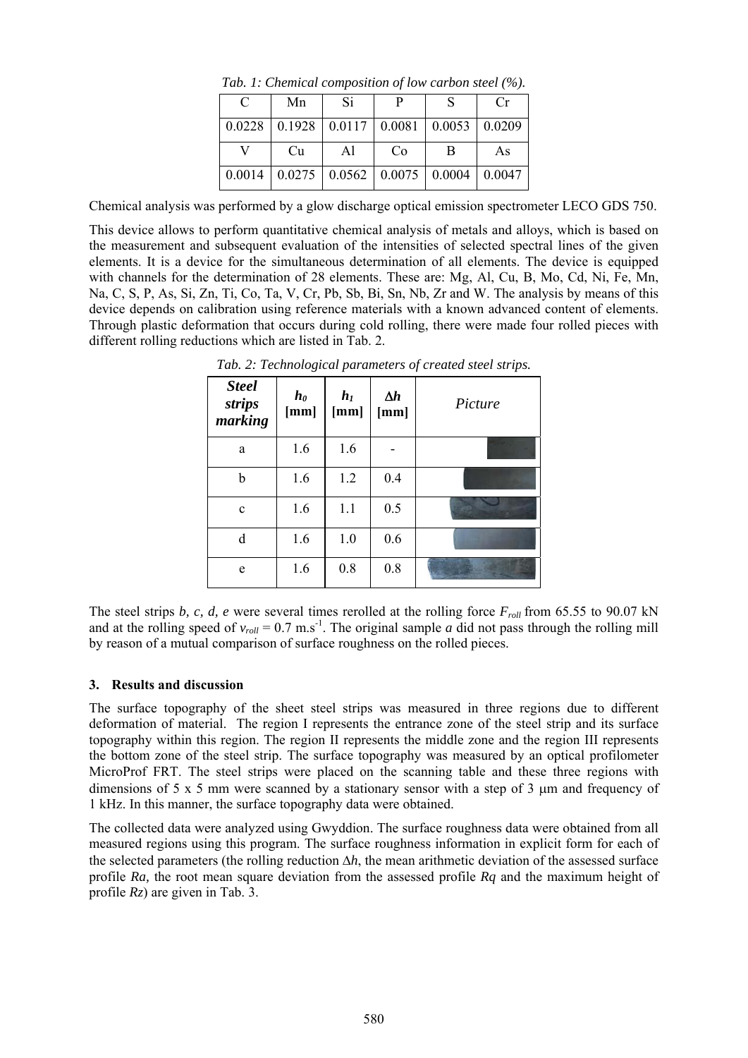*Tab. 1: Chemical composition of low carbon steel (%).*

| C | Mn | Si | P | S | Cr |
|---|---|---|---|---|---|
| 0.0228 | 0.1928 | 0.0117 | 0.0081 | 0.0053 | 0.0209 |
| V | Cu | Al | Co | B | As |
| 0.0014 | 0.0275 | 0.0562 | 0.0075 | 0.0004 | 0.0047 |

Chemical analysis was performed by a glow discharge optical emission spectrometer LECO GDS 750.

This device allows to perform quantitative chemical analysis of metals and alloys, which is based on the measurement and subsequent evaluation of the intensities of selected spectral lines of the given elements. It is a device for the simultaneous determination of all elements. The device is equipped with channels for the determination of 28 elements. These are: Mg, Al, Cu, B, Mo, Cd, Ni, Fe, Mn, Na, C, S, P, As, Si, Zn, Ti, Co, Ta, V, Cr, Pb, Sb, Bi, Sn, Nb, Zr and W. The analysis by means of this device depends on calibration using reference materials with a known advanced content of elements. Through plastic deformation that occurs during cold rolling, there were made four rolled pieces with different rolling reductions which are listed in Tab. 2.

*Tab. 2: Technological parameters of created steel strips.*

| *Steel strips marking* | $h_0$ [mm] | $h_1$ [mm] | $\Delta h$ [mm] | *Picture* |
|---|---|---|---|---|
| a | 1.6 | 1.6 | - | |
| b | 1.6 | 1.2 | 0.4 | |
| c | 1.6 | 1.1 | 0.5 | |
| d | 1.6 | 1.0 | 0.6 | |
| e | 1.6 | 0.8 | 0.8 | |

The steel strips *b, c, d, e* were several times rerolled at the rolling force $F_{roll}$ from 65.55 to 90.07 kN and at the rolling speed of $v_{roll}$ = 0.7 m.s$^{-1}$. The original sample *a* did not pass through the rolling mill by reason of a mutual comparison of surface roughness on the rolled pieces.

## 3. Results and discussion

The surface topography of the sheet steel strips was measured in three regions due to different deformation of material. The region I represents the entrance zone of the steel strip and its surface topography within this region. The region II represents the middle zone and the region III represents the bottom zone of the steel strip. The surface topography was measured by an optical profilometer MicroProf FRT. The steel strips were placed on the scanning table and these three regions with dimensions of 5 x 5 mm were scanned by a stationary sensor with a step of 3 μm and frequency of 1 kHz. In this manner, the surface topography data were obtained.

The collected data were analyzed using Gwyddion. The surface roughness data were obtained from all measured regions using this program. The surface roughness information in explicit form for each of the selected parameters (the rolling reduction $\Delta h$, the mean arithmetic deviation of the assessed surface profile *Ra*, the root mean square deviation from the assessed profile *Rq* and the maximum height of profile *Rz*) are given in Tab. 3.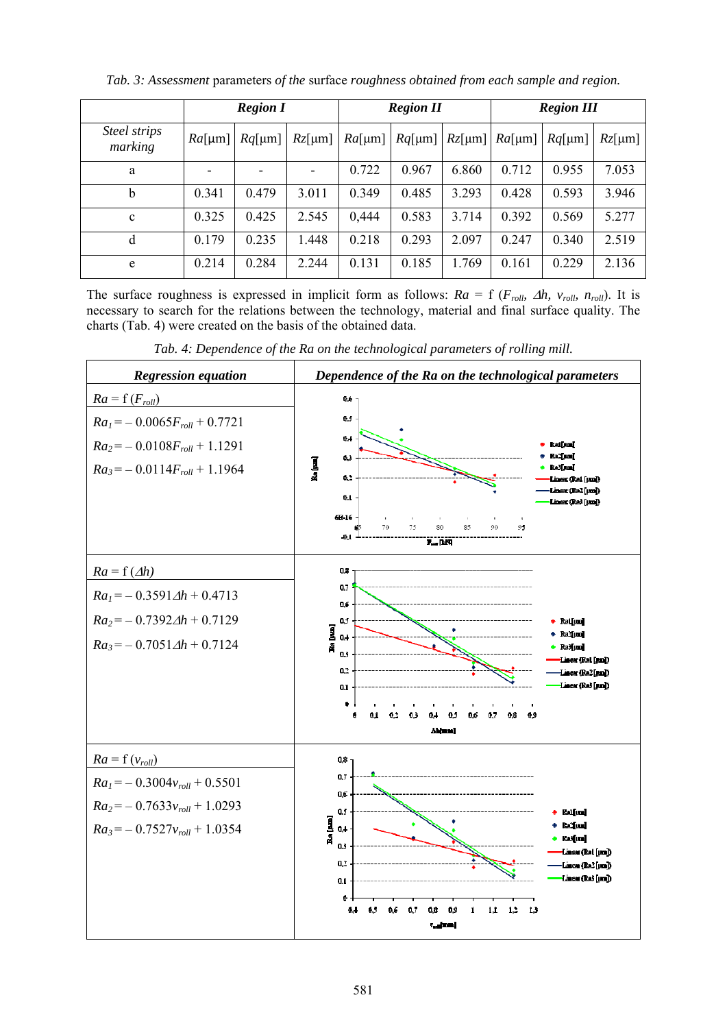*Tab. 3: Assessment* parameters *of the* surface *roughness obtained from each sample and region.*

| Steel strips marking | Region I | | | Region II | | | Region III | | |
|---|---|---|---|---|---|---|---|---|---|
| | *Ra*[μm] | *Rq*[μm] | *Rz*[μm] | *Ra*[μm] | *Rq*[μm] | *Rz*[μm] | *Ra*[μm] | *Rq*[μm] | *Rz*[μm] |
| a | - | - | - | 0.722 | 0.967 | 6.860 | 0.712 | 0.955 | 7.053 |
| b | 0.341 | 0.479 | 3.011 | 0.349 | 0.485 | 3.293 | 0.428 | 0.593 | 3.946 |
| c | 0.325 | 0.425 | 2.545 | 0,444 | 0.583 | 3.714 | 0.392 | 0.569 | 5.277 |
| d | 0.179 | 0.235 | 1.448 | 0.218 | 0.293 | 2.097 | 0.247 | 0.340 | 2.519 |
| e | 0.214 | 0.284 | 2.244 | 0.131 | 0.185 | 1.769 | 0.161 | 0.229 | 2.136 |

The surface roughness is expressed in implicit form as follows: $Ra$ = f ($F_{roll}$, $\Delta h$, $v_{roll}$, $n_{roll}$). It is necessary to search for the relations between the technology, material and final surface quality. The charts (Tab. 4) were created on the basis of the obtained data.

*Tab. 4: Dependence of the Ra on the technological parameters of rolling mill.*

| Regression equation | Dependence of the Ra on the technological parameters |
|---|---|
| $Ra$ = f ($F_{roll}$)<br>$Ra_1 = -0.0065F_{roll} + 0.7721$<br>$Ra_2 = -0.0108F_{roll} + 1.1291$<br>$Ra_3 = -0.0114F_{roll} + 1.1964$ | |
| $Ra$ = f ($\Delta h$)<br>$Ra_1 = -0.3591\Delta h + 0.4713$<br>$Ra_2 = -0.7392\Delta h + 0.7129$<br>$Ra_3 = -0.7051\Delta h + 0.7124$ | |
| $Ra$ = f ($v_{roll}$)<br>$Ra_1 = -0.3004v_{roll} + 0.5501$<br>$Ra_2 = -0.7633v_{roll} + 1.0293$<br>$Ra_3 = -0.7527v_{roll} + 1.0354$ | |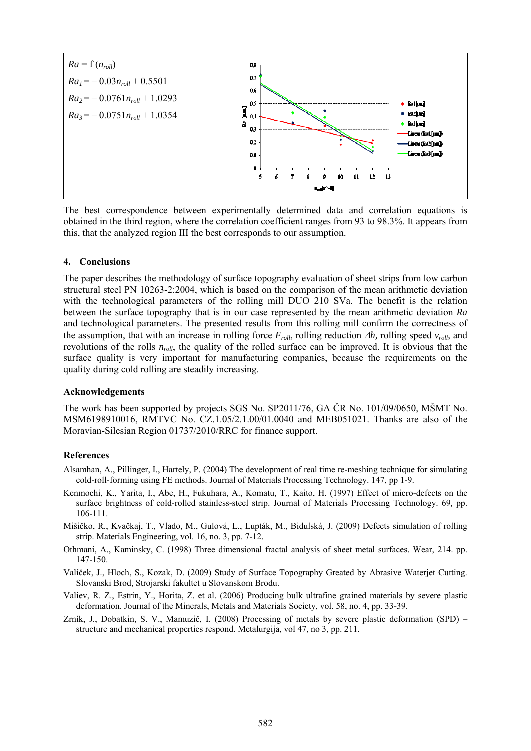| $Ra = f(n_{roll})$ | |
|---|---|
| $Ra_1 = -0.03n_{roll} + 0.5501$<br>$Ra_2 = -0.0761n_{roll} + 1.0293$<br>$Ra_3 = -0.0751n_{roll} + 1.0354$ | |

0.8
0.7
0.6
0.5
0.4
0.3
0.2
0.1
0
Ra [μm]
5 6 7 8 9 10 11 12 13
$n_{roll}$[s$^{-1}$]
Ra1[μm]
Ra2[μm]
Ra3[μm]
Linear (Ra1[μm])
Linear (Ra2[μm])
Linear (Ra3[μm])

The best correspondence between experimentally determined data and correlation equations is obtained in the third region, where the correlation coefficient ranges from 93 to 98.3%. It appears from this, that the analyzed region III the best corresponds to our assumption.

## 4. Conclusions

The paper describes the methodology of surface topography evaluation of sheet strips from low carbon structural steel PN 10263-2:2004, which is based on the comparison of the mean arithmetic deviation with the technological parameters of the rolling mill DUO 210 SVa. The benefit is the relation between the surface topography that is in our case represented by the mean arithmetic deviation *Ra* and technological parameters. The presented results from this rolling mill confirm the correctness of the assumption, that with an increase in rolling force $F_{roll}$, rolling reduction $\Delta h$, rolling speed $v_{roll}$, and revolutions of the rolls $n_{roll}$, the quality of the rolled surface can be improved. It is obvious that the surface quality is very important for manufacturing companies, because the requirements on the quality during cold rolling are steadily increasing.

### Acknowledgements

The work has been supported by projects SGS No. SP2011/76, GA ČR No. 101/09/0650, MŠMT No. MSM6198910016, RMTVC No. CZ.1.05/2.1.00/01.0040 and MEB051021. Thanks are also of the Moravian-Silesian Region 01737/2010/RRC for finance support.

### References

Alsamhan, A., Pillinger, I., Hartely, P. (2004) The development of real time re-meshing technique for simulating cold-roll-forming using FE methods. Journal of Materials Processing Technology. 147, pp 1-9.

Kenmochi, K., Yarita, I., Abe, H., Fukuhara, A., Komatu, T., Kaito, H. (1997) Effect of micro-defects on the surface brightness of cold-rolled stainless-steel strip. Journal of Materials Processing Technology. 69, pp. 106-111.

Mišičko, R., Kvačkaj, T., Vlado, M., Gulová, L., Lupták, M., Bidulská, J. (2009) Defects simulation of rolling strip. Materials Engineering, vol. 16, no. 3, pp. 7-12.

Othmani, A., Kaminsky, C. (1998) Three dimensional fractal analysis of sheet metal surfaces. Wear, 214. pp. 147-150.

Valíček, J., Hloch, S., Kozak, D. (2009) Study of Surface Topography Greated by Abrasive Waterjet Cutting. Slovanski Brod, Strojarski fakultet u Slovanskom Brodu.

Valiev, R. Z., Estrin, Y., Horita, Z. et al. (2006) Producing bulk ultrafine grained materials by severe plastic deformation. Journal of the Minerals, Metals and Materials Society, vol. 58, no. 4, pp. 33-39.

Zrník, J., Dobatkin, S. V., Mamuzič, I. (2008) Processing of metals by severe plastic deformation (SPD) – structure and mechanical properties respond. Metalurgija, vol 47, no 3, pp. 211.